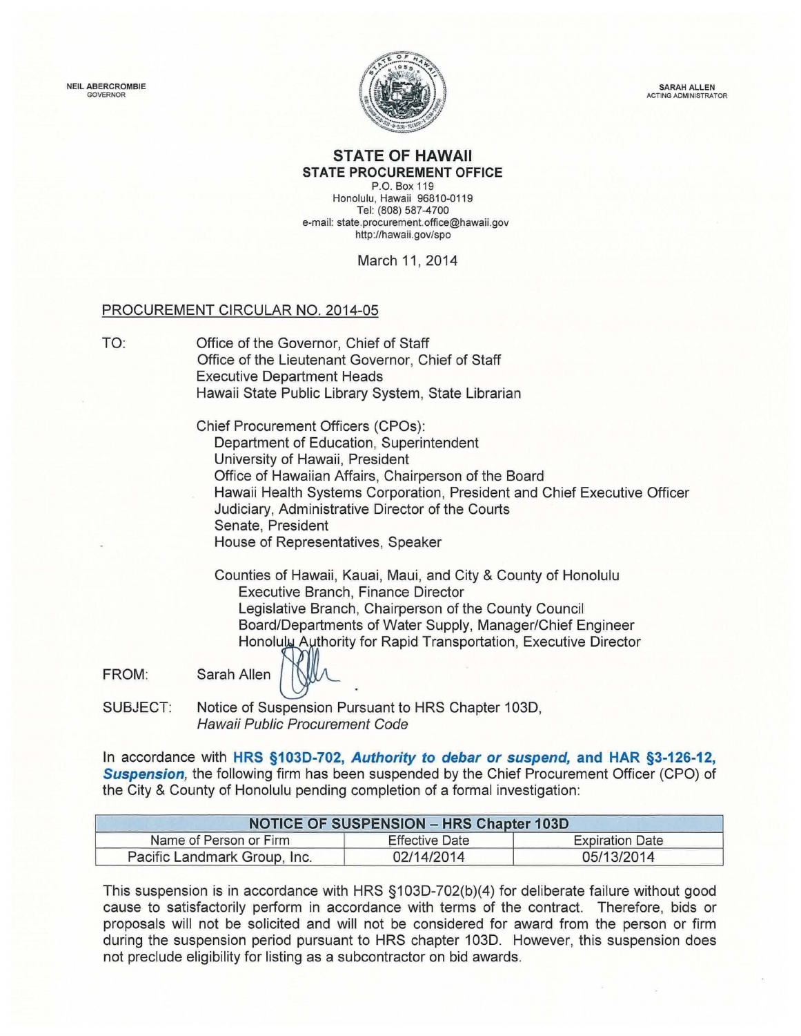NEIL ABERCROMBIE
GOVERNOR

SARAH ALLEN
ACTING ADMINISTRATOR

# STATE OF HAWAII
## STATE PROCUREMENT OFFICE

P.O. Box 119
Honolulu, Hawaii 96810-0119
Tel: (808) 587-4700
e-mail: state.procurement.office@hawaii.gov
http://hawaii.gov/spo

March 11, 2014

PROCUREMENT CIRCULAR NO. 2014-05

TO:
Office of the Governor, Chief of Staff
Office of the Lieutenant Governor, Chief of Staff
Executive Department Heads
Hawaii State Public Library System, State Librarian

Chief Procurement Officers (CPOs):
- Department of Education, Superintendent
- University of Hawaii, President
- Office of Hawaiian Affairs, Chairperson of the Board
- Hawaii Health Systems Corporation, President and Chief Executive Officer
- Judiciary, Administrative Director of the Courts
- Senate, President
- House of Representatives, Speaker

Counties of Hawaii, Kauai, Maui, and City & County of Honolulu
- Executive Branch, Finance Director
- Legislative Branch, Chairperson of the County Council
- Board/Departments of Water Supply, Manager/Chief Engineer
- Honolulu Authority for Rapid Transportation, Executive Director

FROM: Sarah Allen

SUBJECT: Notice of Suspension Pursuant to HRS Chapter 103D, *Hawaii Public Procurement Code*

In accordance with **HRS §103D-702, *Authority to debar or suspend,*** and **HAR §3-126-12, *Suspension,*** the following firm has been suspended by the Chief Procurement Officer (CPO) of the City & County of Honolulu pending completion of a formal investigation:

| NOTICE OF SUSPENSION – HRS Chapter 103D | | |
|---|---|---|
| Name of Person or Firm | Effective Date | Expiration Date |
| Pacific Landmark Group, Inc. | 02/14/2014 | 05/13/2014 |

This suspension is in accordance with HRS §103D-702(b)(4) for deliberate failure without good cause to satisfactorily perform in accordance with terms of the contract. Therefore, bids or proposals will not be solicited and will not be considered for award from the person or firm during the suspension period pursuant to HRS chapter 103D. However, this suspension does not preclude eligibility for listing as a subcontractor on bid awards.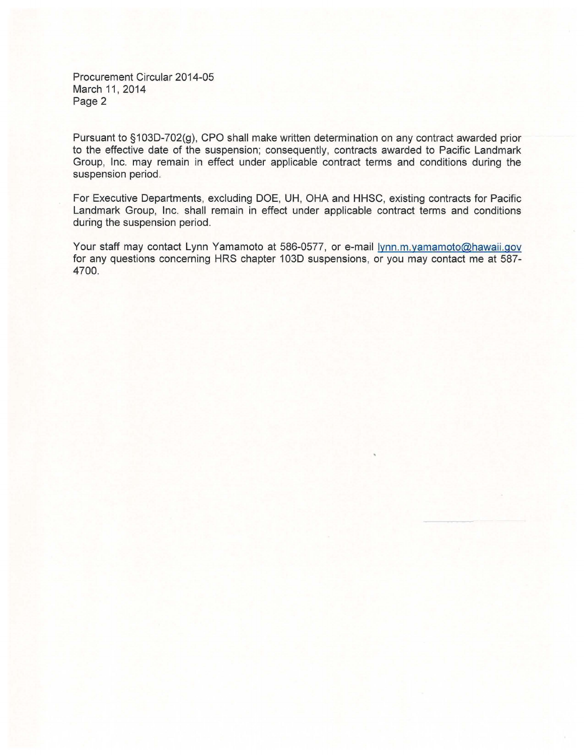Pursuant to §103D-702(g), CPO shall make written determination on any contract awarded prior to the effective date of the suspension; consequently, contracts awarded to Pacific Landmark Group, Inc. may remain in effect under applicable contract terms and conditions during the suspension period.

For Executive Departments, excluding DOE, UH, OHA and HHSC, existing contracts for Pacific Landmark Group, Inc. shall remain in effect under applicable contract terms and conditions during the suspension period.

Your staff may contact Lynn Yamamoto at 586-0577, or e-mail lynn.m.yamamoto@hawaii.gov for any questions concerning HRS chapter 103D suspensions, or you may contact me at 587-4700.